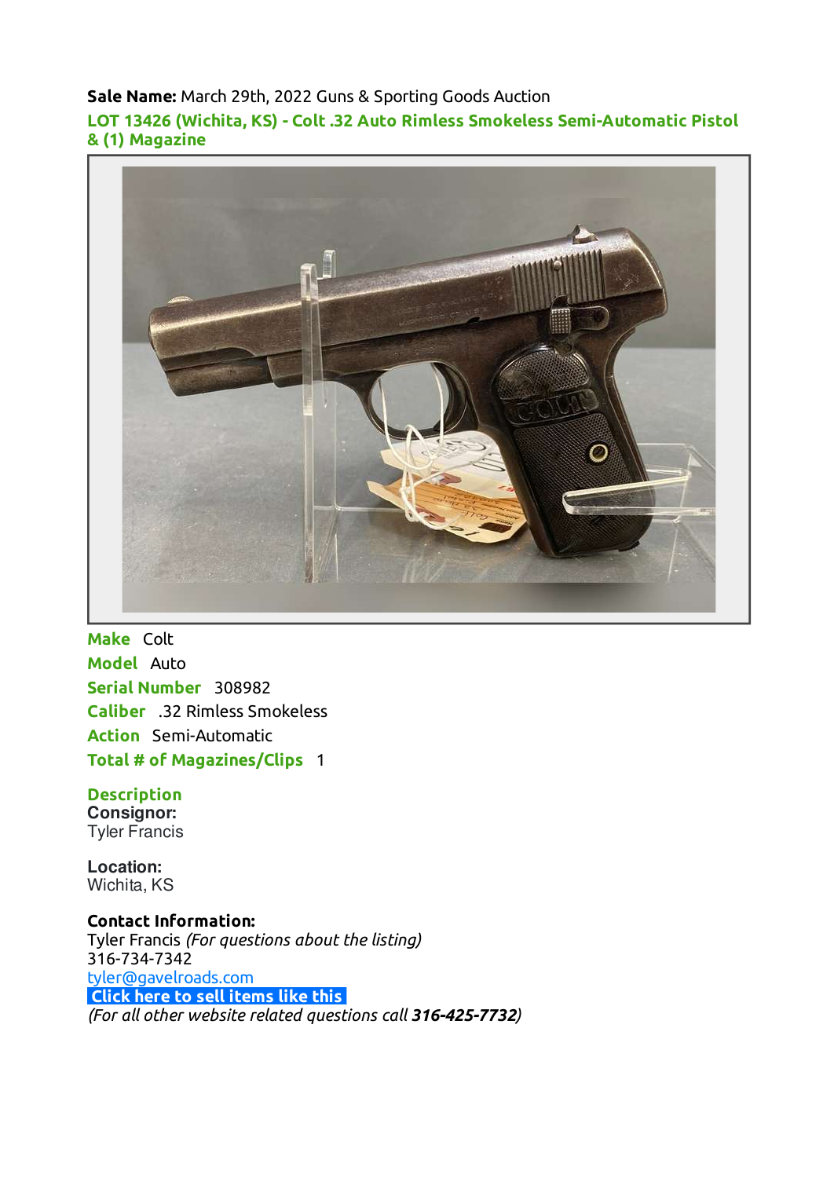**Sale Name:** March 29th, 2022 Guns & Sporting Goods Auction

## LOT 13426 (Wichita, KS) - Colt .32 Auto Rimless Smokeless Semi-Automatic Pistol & (1) Magazine

**Make** Colt

**Model** Auto

**Serial Number** 308982

**Caliber** .32 Rimless Smokeless

**Action** Semi-Automatic

**Total # of Magazines/Clips** 1

### Description

**Consignor:**
Tyler Francis

**Location:**
Wichita, KS

**Contact Information:**
Tyler Francis *(For questions about the listing)*
316-734-7342
tyler@gavelroads.com
**Click here to sell items like this**
*(For all other website related questions call **316-425-7732**)*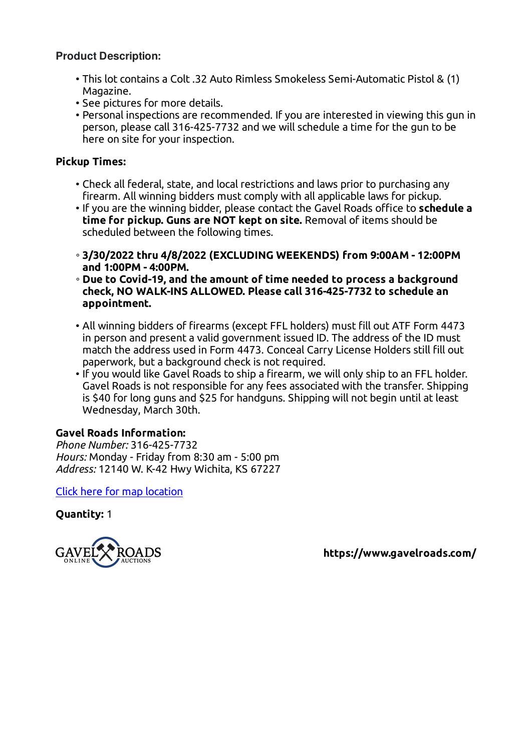**Product Description:**

- This lot contains a Colt .32 Auto Rimless Smokeless Semi-Automatic Pistol & (1) Magazine.
- See pictures for more details.
- Personal inspections are recommended. If you are interested in viewing this gun in person, please call 316-425-7732 and we will schedule a time for the gun to be here on site for your inspection.

**Pickup Times:**

- Check all federal, state, and local restrictions and laws prior to purchasing any firearm. All winning bidders must comply with all applicable laws for pickup.
- If you are the winning bidder, please contact the Gavel Roads office to **schedule a time for pickup. Guns are NOT kept on site.** Removal of items should be scheduled between the following times.
  - **3/30/2022 thru 4/8/2022 (EXCLUDING WEEKENDS) from 9:00AM - 12:00PM and 1:00PM - 4:00PM.**
  - **Due to Covid-19, and the amount of time needed to process a background check, NO WALK-INS ALLOWED. Please call 316-425-7732 to schedule an appointment.**
- All winning bidders of firearms (except FFL holders) must fill out ATF Form 4473 in person and present a valid government issued ID. The address of the ID must match the address used in Form 4473. Conceal Carry License Holders still fill out paperwork, but a background check is not required.
- If you would like Gavel Roads to ship a firearm, we will only ship to an FFL holder. Gavel Roads is not responsible for any fees associated with the transfer. Shipping is $40 for long guns and $25 for handguns. Shipping will not begin until at least Wednesday, March 30th.

**Gavel Roads Information:**
*Phone Number:* 316-425-7732
*Hours:* Monday - Friday from 8:30 am - 5:00 pm
*Address:* 12140 W. K-42 Hwy Wichita, KS 67227

Click here for map location

**Quantity:** 1

GAVEL ROADS ONLINE AUCTIONS

**https://www.gavelroads.com/**